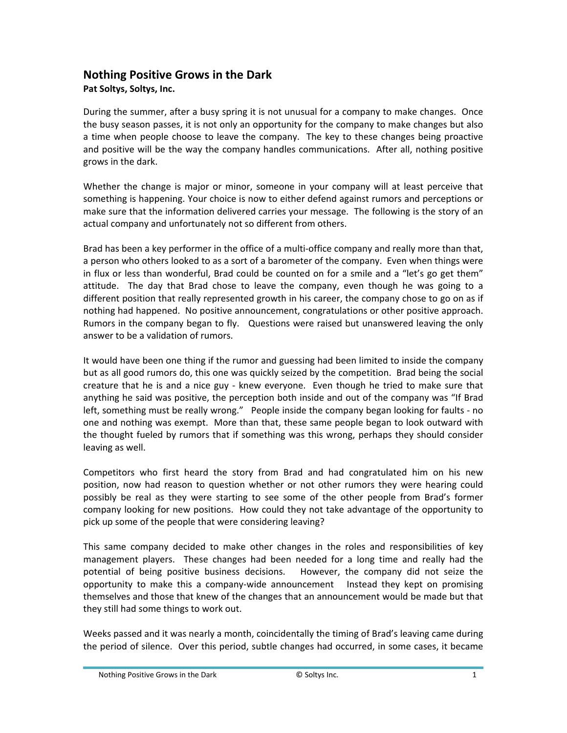# Nothing Positive Grows in the Dark

**Pat Soltys, Soltys, Inc.**

During the summer, after a busy spring it is not unusual for a company to make changes. Once the busy season passes, it is not only an opportunity for the company to make changes but also a time when people choose to leave the company. The key to these changes being proactive and positive will be the way the company handles communications. After all, nothing positive grows in the dark.

Whether the change is major or minor, someone in your company will at least perceive that something is happening. Your choice is now to either defend against rumors and perceptions or make sure that the information delivered carries your message. The following is the story of an actual company and unfortunately not so different from others.

Brad has been a key performer in the office of a multi-office company and really more than that, a person who others looked to as a sort of a barometer of the company. Even when things were in flux or less than wonderful, Brad could be counted on for a smile and a "let's go get them" attitude. The day that Brad chose to leave the company, even though he was going to a different position that really represented growth in his career, the company chose to go on as if nothing had happened. No positive announcement, congratulations or other positive approach. Rumors in the company began to fly. Questions were raised but unanswered leaving the only answer to be a validation of rumors.

It would have been one thing if the rumor and guessing had been limited to inside the company but as all good rumors do, this one was quickly seized by the competition. Brad being the social creature that he is and a nice guy - knew everyone. Even though he tried to make sure that anything he said was positive, the perception both inside and out of the company was "If Brad left, something must be really wrong." People inside the company began looking for faults - no one and nothing was exempt. More than that, these same people began to look outward with the thought fueled by rumors that if something was this wrong, perhaps they should consider leaving as well.

Competitors who first heard the story from Brad and had congratulated him on his new position, now had reason to question whether or not other rumors they were hearing could possibly be real as they were starting to see some of the other people from Brad's former company looking for new positions. How could they not take advantage of the opportunity to pick up some of the people that were considering leaving?

This same company decided to make other changes in the roles and responsibilities of key management players. These changes had been needed for a long time and really had the potential of being positive business decisions. However, the company did not seize the opportunity to make this a company-wide announcement Instead they kept on promising themselves and those that knew of the changes that an announcement would be made but that they still had some things to work out.

Weeks passed and it was nearly a month, coincidentally the timing of Brad's leaving came during the period of silence. Over this period, subtle changes had occurred, in some cases, it became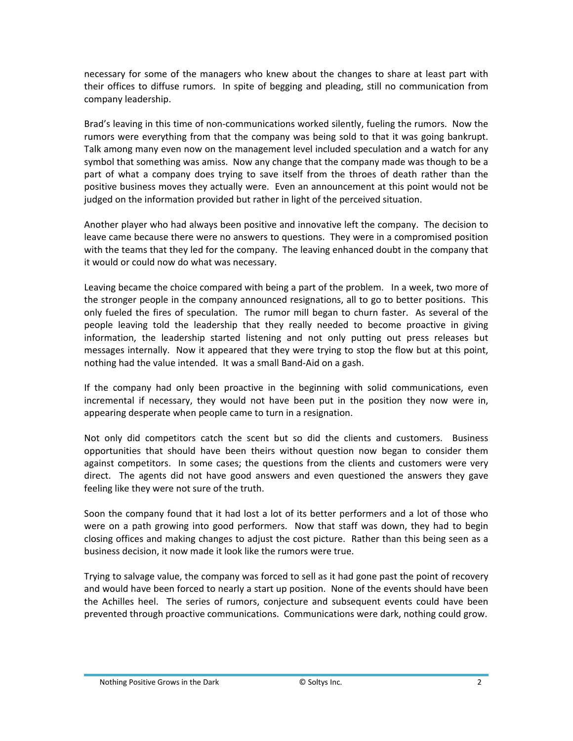necessary for some of the managers who knew about the changes to share at least part with their offices to diffuse rumors. In spite of begging and pleading, still no communication from company leadership.

Brad's leaving in this time of non-communications worked silently, fueling the rumors. Now the rumors were everything from that the company was being sold to that it was going bankrupt. Talk among many even now on the management level included speculation and a watch for any symbol that something was amiss. Now any change that the company made was though to be a part of what a company does trying to save itself from the throes of death rather than the positive business moves they actually were. Even an announcement at this point would not be judged on the information provided but rather in light of the perceived situation.

Another player who had always been positive and innovative left the company. The decision to leave came because there were no answers to questions. They were in a compromised position with the teams that they led for the company. The leaving enhanced doubt in the company that it would or could now do what was necessary.

Leaving became the choice compared with being a part of the problem. In a week, two more of the stronger people in the company announced resignations, all to go to better positions. This only fueled the fires of speculation. The rumor mill began to churn faster. As several of the people leaving told the leadership that they really needed to become proactive in giving information, the leadership started listening and not only putting out press releases but messages internally. Now it appeared that they were trying to stop the flow but at this point, nothing had the value intended. It was a small Band-Aid on a gash.

If the company had only been proactive in the beginning with solid communications, even incremental if necessary, they would not have been put in the position they now were in, appearing desperate when people came to turn in a resignation.

Not only did competitors catch the scent but so did the clients and customers. Business opportunities that should have been theirs without question now began to consider them against competitors. In some cases; the questions from the clients and customers were very direct. The agents did not have good answers and even questioned the answers they gave feeling like they were not sure of the truth.

Soon the company found that it had lost a lot of its better performers and a lot of those who were on a path growing into good performers. Now that staff was down, they had to begin closing offices and making changes to adjust the cost picture. Rather than this being seen as a business decision, it now made it look like the rumors were true.

Trying to salvage value, the company was forced to sell as it had gone past the point of recovery and would have been forced to nearly a start up position. None of the events should have been the Achilles heel. The series of rumors, conjecture and subsequent events could have been prevented through proactive communications. Communications were dark, nothing could grow.